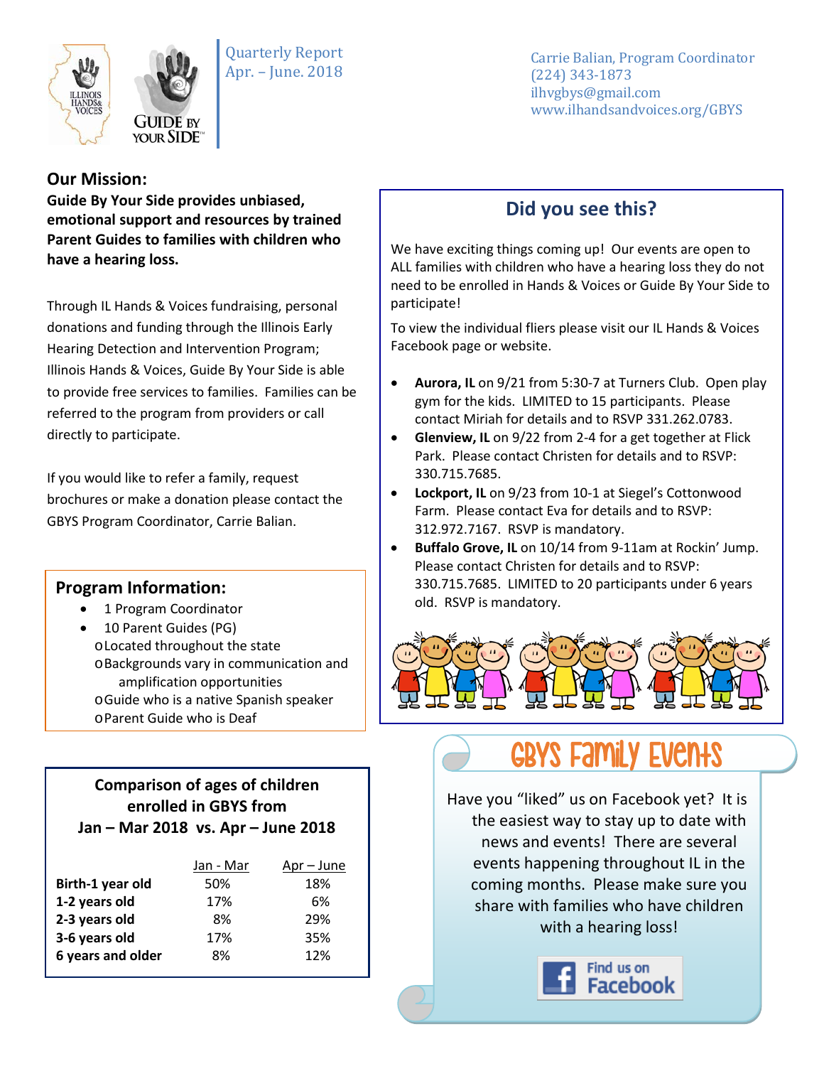Quarterly Report
Apr. – June. 2018

Carrie Balian, Program Coordinator
(224) 343-1873
ilhvgbys@gmail.com
www.ilhandsandvoices.org/GBYS

## Our Mission:

**Guide By Your Side provides unbiased, emotional support and resources by trained Parent Guides to families with children who have a hearing loss.**

Through IL Hands & Voices fundraising, personal donations and funding through the Illinois Early Hearing Detection and Intervention Program; Illinois Hands & Voices, Guide By Your Side is able to provide free services to families. Families can be referred to the program from providers or call directly to participate.

If you would like to refer a family, request brochures or make a donation please contact the GBYS Program Coordinator, Carrie Balian.

## Program Information:

- 1 Program Coordinator
- 10 Parent Guides (PG)
  - Located throughout the state
  - Backgrounds vary in communication and amplification opportunities
  - Guide who is a native Spanish speaker
  - Parent Guide who is Deaf

### Comparison of ages of children enrolled in GBYS from Jan – Mar 2018 vs. Apr – June 2018

| | Jan - Mar | Apr – June |
|---|---|---|
| **Birth-1 year old** | 50% | 18% |
| **1-2 years old** | 17% | 6% |
| **2-3 years old** | 8% | 29% |
| **3-6 years old** | 17% | 35% |
| **6 years and older** | 8% | 12% |

## Did you see this?

We have exciting things coming up! Our events are open to ALL families with children who have a hearing loss they do not need to be enrolled in Hands & Voices or Guide By Your Side to participate!

To view the individual fliers please visit our IL Hands & Voices Facebook page or website.

- **Aurora, IL** on 9/21 from 5:30-7 at Turners Club. Open play gym for the kids. LIMITED to 15 participants. Please contact Miriah for details and to RSVP 331.262.0783.
- **Glenview, IL** on 9/22 from 2-4 for a get together at Flick Park. Please contact Christen for details and to RSVP: 330.715.7685.
- **Lockport, IL** on 9/23 from 10-1 at Siegel's Cottonwood Farm. Please contact Eva for details and to RSVP: 312.972.7167. RSVP is mandatory.
- **Buffalo Grove, IL** on 10/14 from 9-11am at Rockin' Jump. Please contact Christen for details and to RSVP: 330.715.7685. LIMITED to 20 participants under 6 years old. RSVP is mandatory.

## GBYS Family Events

Have you "liked" us on Facebook yet? It is the easiest way to stay up to date with news and events! There are several events happening throughout IL in the coming months. Please make sure you share with families who have children with a hearing loss!

Find us on Facebook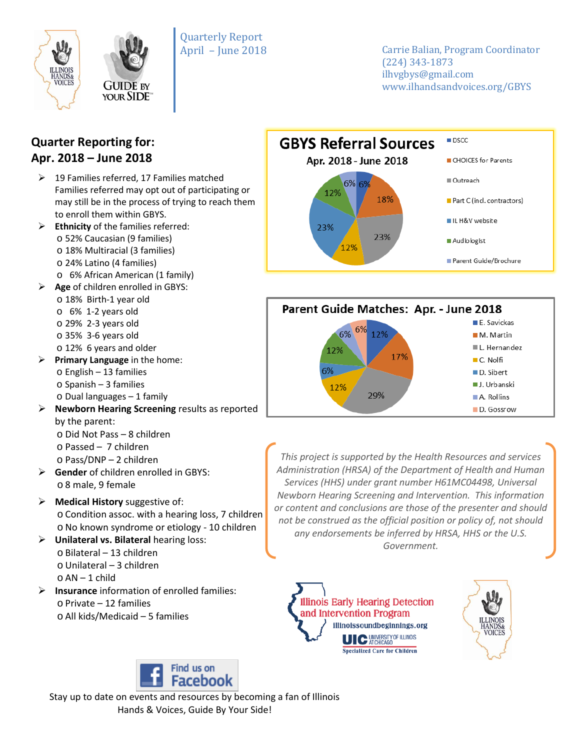Quarterly Report
April – June 2018

Carrie Balian, Program Coordinator
(224) 343-1873
ilhvgbys@gmail.com
www.ilhandsandvoices.org/GBYS

## Quarter Reporting for: Apr. 2018 – June 2018

- 19 Families referred, 17 Families matched
  Families referred may opt out of participating or may still be in the process of trying to reach them to enroll them within GBYS.
- **Ethnicity** of the families referred:
  - 52% Caucasian (9 families)
  - 18% Multiracial (3 families)
  - 24% Latino (4 families)
  - 6% African American (1 family)
- **Age** of children enrolled in GBYS:
  - 18% Birth-1 year old
  - 6% 1-2 years old
  - 29% 2-3 years old
  - 35% 3-6 years old
  - 12% 6 years and older
- **Primary Language** in the home:
  - English – 13 families
  - Spanish – 3 families
  - Dual languages – 1 family
- **Newborn Hearing Screening** results as reported by the parent:
  - Did Not Pass – 8 children
  - Passed – 7 children
  - Pass/DNP – 2 children
- **Gender** of children enrolled in GBYS:
  - 8 male, 9 female
- **Medical History** suggestive of:
  - Condition assoc. with a hearing loss, 7 children
  - No known syndrome or etiology - 10 children
- **Unilateral vs. Bilateral** hearing loss:
  - Bilateral – 13 children
  - Unilateral – 3 children
  - AN – 1 child
- **Insurance** information of enrolled families:
  - Private – 12 families
  - All kids/Medicaid – 5 families

**GBYS Referral Sources**
Apr. 2018 - June 2018

DSCC
CHOICES for Parents
Outreach
Part C (incl. contractors)
IL H&V website
Audiologist
Parent Guide/Brochure

6%
18%
23%
12%
23%
12%
6%

**Parent Guide Matches: Apr. - June 2018**

E. Savickas
M. Martin
L. Hernandez
C. Nolfi
D. Sibert
J. Urbanski
A. Rollins
D. Gossrow

12%
17%
29%
12%
6%
12%
6%
6%

*This project is supported by the Health Resources and services Administration (HRSA) of the Department of Health and Human Services (HHS) under grant number H61MC04498, Universal Newborn Hearing Screening and Intervention. This information or content and conclusions are those of the presenter and should not be construed as the official position or policy of, not should any endorsements be inferred by HRSA, HHS or the U.S. Government.*

Illinois Early Hearing Detection and Intervention Program
illinoissoundbeginnings.org
UIC University of Illinois at Chicago
Specialized Care for Children

Find us on Facebook

Stay up to date on events and resources by becoming a fan of Illinois Hands & Voices, Guide By Your Side!